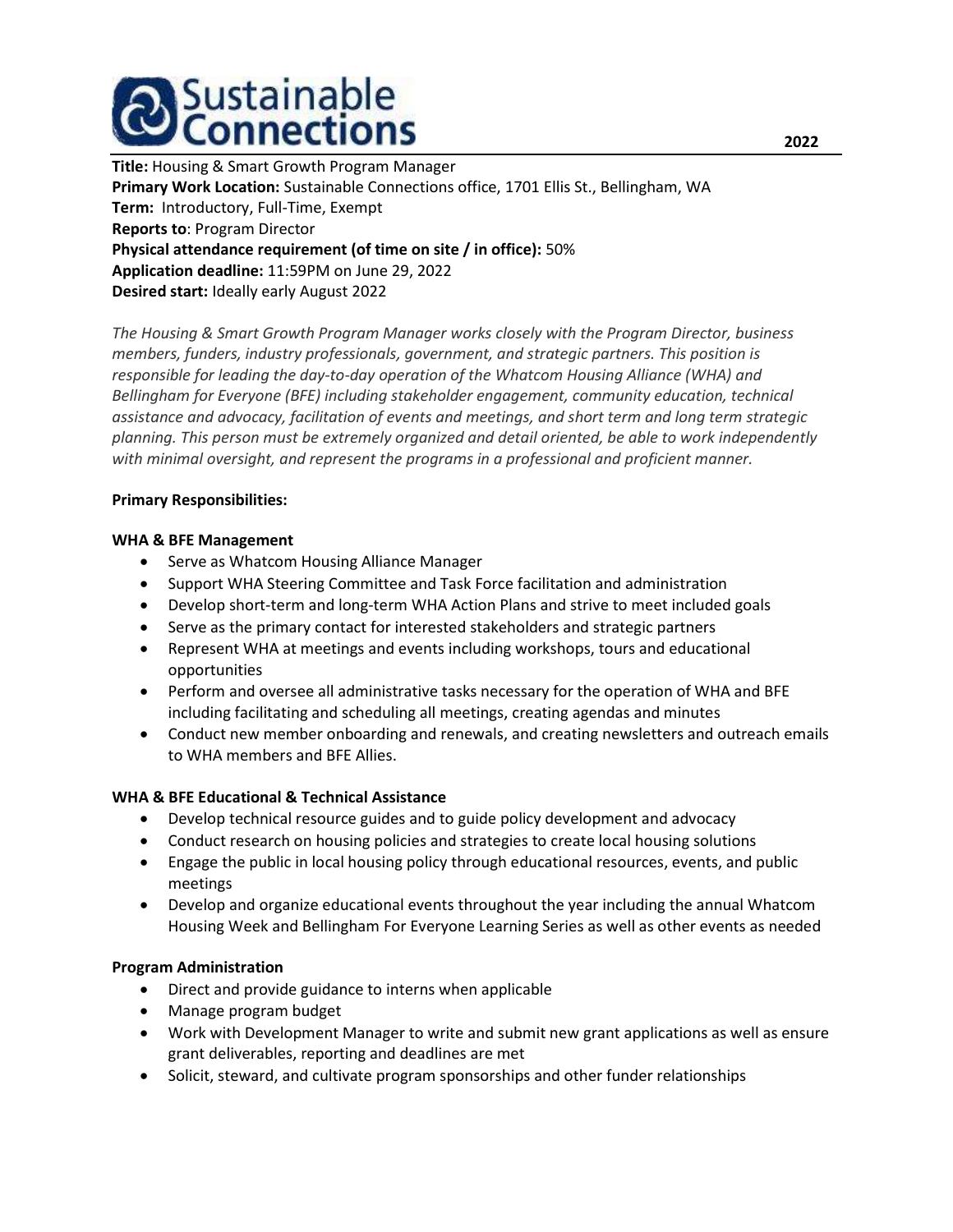# Sustainable Connections

2022

**Title:** Housing & Smart Growth Program Manager
**Primary Work Location:** Sustainable Connections office, 1701 Ellis St., Bellingham, WA
**Term:** Introductory, Full-Time, Exempt
**Reports to**: Program Director
**Physical attendance requirement (of time on site / in office):** 50%
**Application deadline:** 11:59PM on June 29, 2022
**Desired start:** Ideally early August 2022

*The Housing & Smart Growth Program Manager works closely with the Program Director, business members, funders, industry professionals, government, and strategic partners. This position is responsible for leading the day-to-day operation of the Whatcom Housing Alliance (WHA) and Bellingham for Everyone (BFE) including stakeholder engagement, community education, technical assistance and advocacy, facilitation of events and meetings, and short term and long term strategic planning. This person must be extremely organized and detail oriented, be able to work independently with minimal oversight, and represent the programs in a professional and proficient manner.*

**Primary Responsibilities:**

**WHA & BFE Management**

- Serve as Whatcom Housing Alliance Manager
- Support WHA Steering Committee and Task Force facilitation and administration
- Develop short-term and long-term WHA Action Plans and strive to meet included goals
- Serve as the primary contact for interested stakeholders and strategic partners
- Represent WHA at meetings and events including workshops, tours and educational opportunities
- Perform and oversee all administrative tasks necessary for the operation of WHA and BFE including facilitating and scheduling all meetings, creating agendas and minutes
- Conduct new member onboarding and renewals, and creating newsletters and outreach emails to WHA members and BFE Allies.

**WHA & BFE Educational & Technical Assistance**

- Develop technical resource guides and to guide policy development and advocacy
- Conduct research on housing policies and strategies to create local housing solutions
- Engage the public in local housing policy through educational resources, events, and public meetings
- Develop and organize educational events throughout the year including the annual Whatcom Housing Week and Bellingham For Everyone Learning Series as well as other events as needed

**Program Administration**

- Direct and provide guidance to interns when applicable
- Manage program budget
- Work with Development Manager to write and submit new grant applications as well as ensure grant deliverables, reporting and deadlines are met
- Solicit, steward, and cultivate program sponsorships and other funder relationships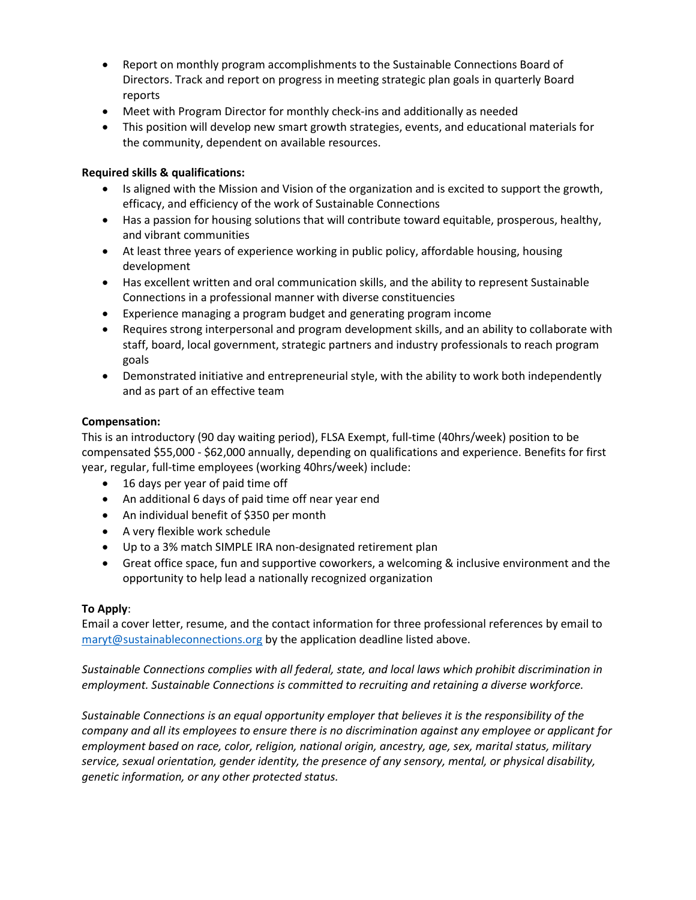- Report on monthly program accomplishments to the Sustainable Connections Board of Directors. Track and report on progress in meeting strategic plan goals in quarterly Board reports
- Meet with Program Director for monthly check-ins and additionally as needed
- This position will develop new smart growth strategies, events, and educational materials for the community, dependent on available resources.

**Required skills & qualifications:**

- Is aligned with the Mission and Vision of the organization and is excited to support the growth, efficacy, and efficiency of the work of Sustainable Connections
- Has a passion for housing solutions that will contribute toward equitable, prosperous, healthy, and vibrant communities
- At least three years of experience working in public policy, affordable housing, housing development
- Has excellent written and oral communication skills, and the ability to represent Sustainable Connections in a professional manner with diverse constituencies
- Experience managing a program budget and generating program income
- Requires strong interpersonal and program development skills, and an ability to collaborate with staff, board, local government, strategic partners and industry professionals to reach program goals
- Demonstrated initiative and entrepreneurial style, with the ability to work both independently and as part of an effective team

**Compensation:**

This is an introductory (90 day waiting period), FLSA Exempt, full-time (40hrs/week) position to be compensated $55,000 - $62,000 annually, depending on qualifications and experience. Benefits for first year, regular, full-time employees (working 40hrs/week) include:

- 16 days per year of paid time off
- An additional 6 days of paid time off near year end
- An individual benefit of $350 per month
- A very flexible work schedule
- Up to a 3% match SIMPLE IRA non-designated retirement plan
- Great office space, fun and supportive coworkers, a welcoming & inclusive environment and the opportunity to help lead a nationally recognized organization

**To Apply**:

Email a cover letter, resume, and the contact information for three professional references by email to maryt@sustainableconnections.org by the application deadline listed above.

*Sustainable Connections complies with all federal, state, and local laws which prohibit discrimination in employment. Sustainable Connections is committed to recruiting and retaining a diverse workforce.*

*Sustainable Connections is an equal opportunity employer that believes it is the responsibility of the company and all its employees to ensure there is no discrimination against any employee or applicant for employment based on race, color, religion, national origin, ancestry, age, sex, marital status, military service, sexual orientation, gender identity, the presence of any sensory, mental, or physical disability, genetic information, or any other protected status.*